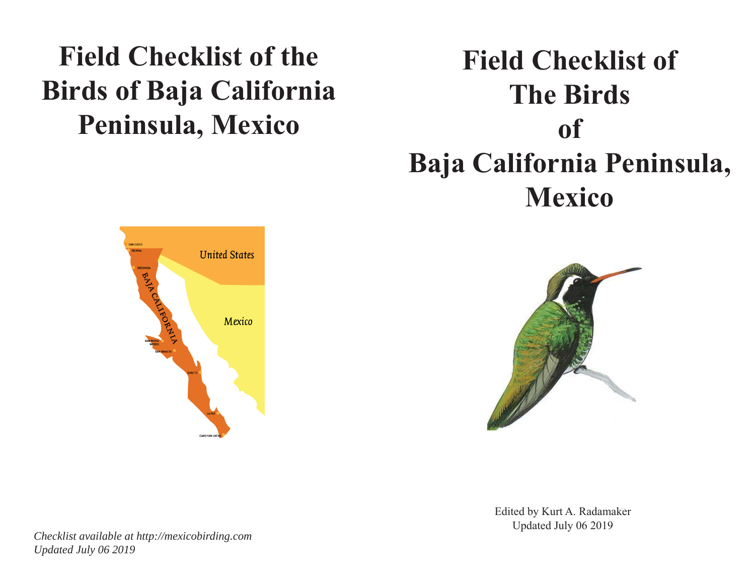# Field Checklist of the Birds of Baja California Peninsula, Mexico

*Checklist available at http://mexicobirding.com*
*Updated July 06 2019*

# Field Checklist of The Birds of Baja California Peninsula, Mexico

Edited by Kurt A. Radamaker
Updated July 06 2019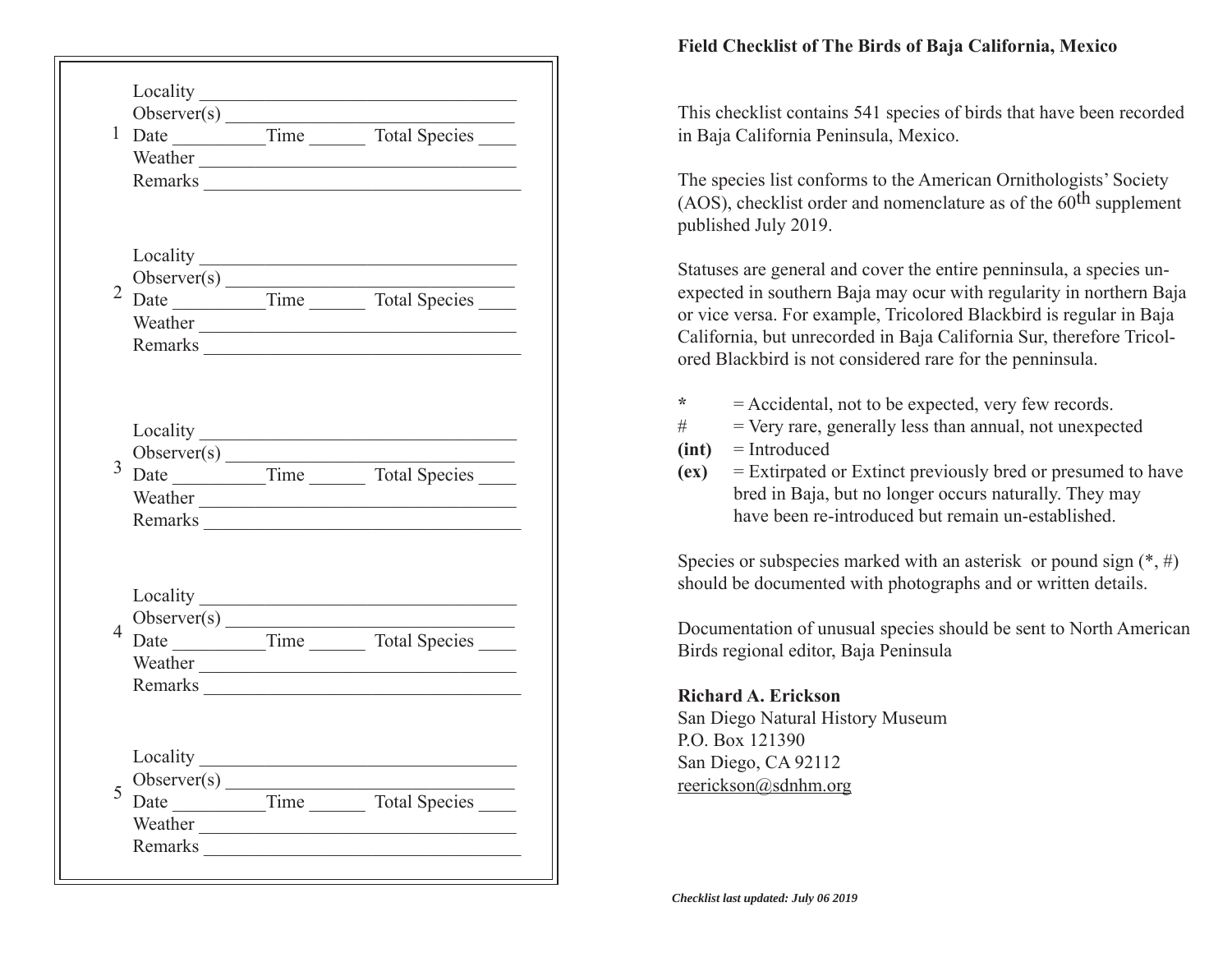1
Locality ________________________________
Observer(s) ______________________________
Date __________ Time ______ Total Species ____
Weather ________________________________
Remarks ________________________________

2
Locality ________________________________
Observer(s) ______________________________
Date __________ Time ______ Total Species ____
Weather ________________________________
Remarks ________________________________

3
Locality ________________________________
Observer(s) ______________________________
Date __________ Time ______ Total Species ____
Weather ________________________________
Remarks ________________________________

4
Locality ________________________________
Observer(s) ______________________________
Date __________ Time ______ Total Species ____
Weather ________________________________
Remarks ________________________________

5
Locality ________________________________
Observer(s) ______________________________
Date __________ Time ______ Total Species ____
Weather ________________________________
Remarks ________________________________

**Field Checklist of The Birds of Baja California, Mexico**

This checklist contains 541 species of birds that have been recorded in Baja California Peninsula, Mexico.

The species list conforms to the American Ornithologists' Society (AOS), checklist order and nomenclature as of the 60th supplement published July 2019.

Statuses are general and cover the entire penninsula, a species unexpected in southern Baja may ocur with regularity in northern Baja or vice versa. For example, Tricolored Blackbird is regular in Baja California, but unrecorded in Baja California Sur, therefore Tricolored Blackbird is not considered rare for the penninsula.

**\*** = Accidental, not to be expected, very few records.
# = Very rare, generally less than annual, not unexpected
**(int)** = Introduced
**(ex)** = Extirpated or Extinct previously bred or presumed to have bred in Baja, but no longer occurs naturally. They may have been re-introduced but remain un-established.

Species or subspecies marked with an asterisk or pound sign (*, #) should be documented with photographs and or written details.

Documentation of unusual species should be sent to North American Birds regional editor, Baja Peninsula

**Richard A. Erickson**
San Diego Natural History Museum
P.O. Box 121390
San Diego, CA 92112
reerickson@sdnhm.org

***Checklist last updated: July 06 2019***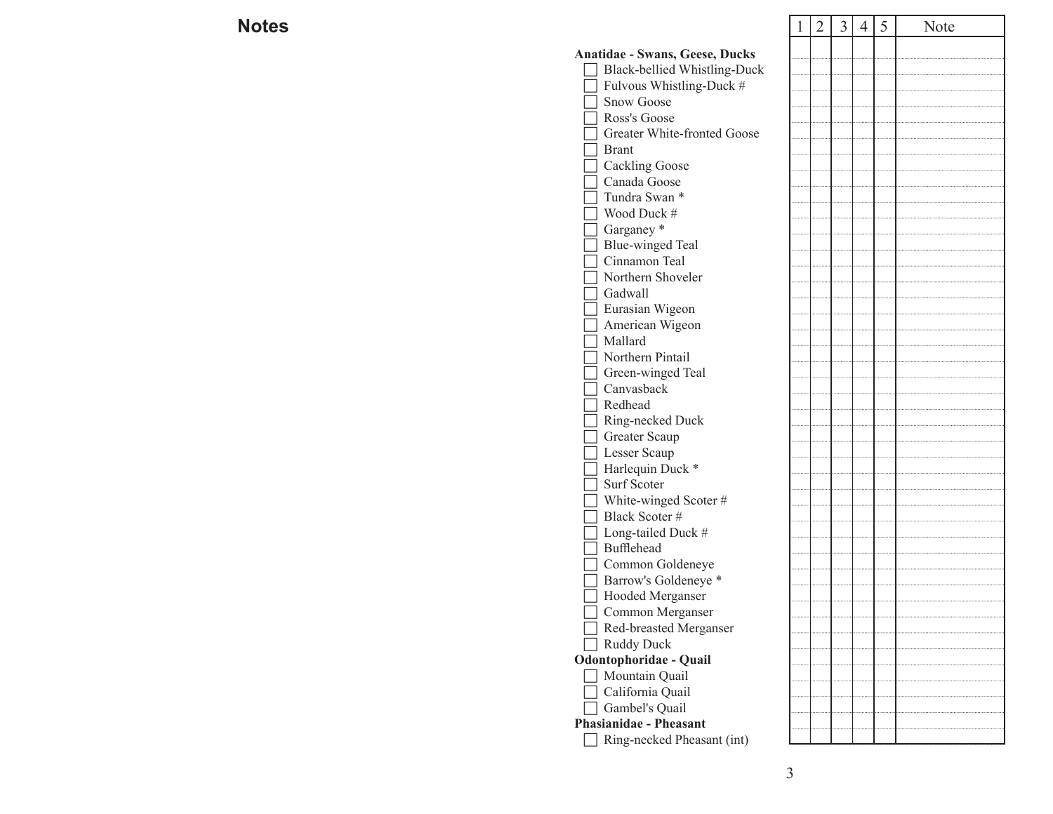## Notes

| | 1 | 2 | 3 | 4 | 5 | Note |
|---|---|---|---|---|---|---|
| **Anatidae - Swans, Geese, Ducks** | | | | | | |
| ☐ Black-bellied Whistling-Duck | | | | | | |
| ☐ Fulvous Whistling-Duck # | | | | | | |
| ☐ Snow Goose | | | | | | |
| ☐ Ross's Goose | | | | | | |
| ☐ Greater White-fronted Goose | | | | | | |
| ☐ Brant | | | | | | |
| ☐ Cackling Goose | | | | | | |
| ☐ Canada Goose | | | | | | |
| ☐ Tundra Swan * | | | | | | |
| ☐ Wood Duck # | | | | | | |
| ☐ Garganey * | | | | | | |
| ☐ Blue-winged Teal | | | | | | |
| ☐ Cinnamon Teal | | | | | | |
| ☐ Northern Shoveler | | | | | | |
| ☐ Gadwall | | | | | | |
| ☐ Eurasian Wigeon | | | | | | |
| ☐ American Wigeon | | | | | | |
| ☐ Mallard | | | | | | |
| ☐ Northern Pintail | | | | | | |
| ☐ Green-winged Teal | | | | | | |
| ☐ Canvasback | | | | | | |
| ☐ Redhead | | | | | | |
| ☐ Ring-necked Duck | | | | | | |
| ☐ Greater Scaup | | | | | | |
| ☐ Lesser Scaup | | | | | | |
| ☐ Harlequin Duck * | | | | | | |
| ☐ Surf Scoter | | | | | | |
| ☐ White-winged Scoter # | | | | | | |
| ☐ Black Scoter # | | | | | | |
| ☐ Long-tailed Duck # | | | | | | |
| ☐ Bufflehead | | | | | | |
| ☐ Common Goldeneye | | | | | | |
| ☐ Barrow's Goldeneye * | | | | | | |
| ☐ Hooded Merganser | | | | | | |
| ☐ Common Merganser | | | | | | |
| ☐ Red-breasted Merganser | | | | | | |
| ☐ Ruddy Duck | | | | | | |
| **Odontophoridae - Quail** | | | | | | |
| ☐ Mountain Quail | | | | | | |
| ☐ California Quail | | | | | | |
| ☐ Gambel's Quail | | | | | | |
| **Phasianidae - Pheasant** | | | | | | |
| ☐ Ring-necked Pheasant (int) | | | | | | |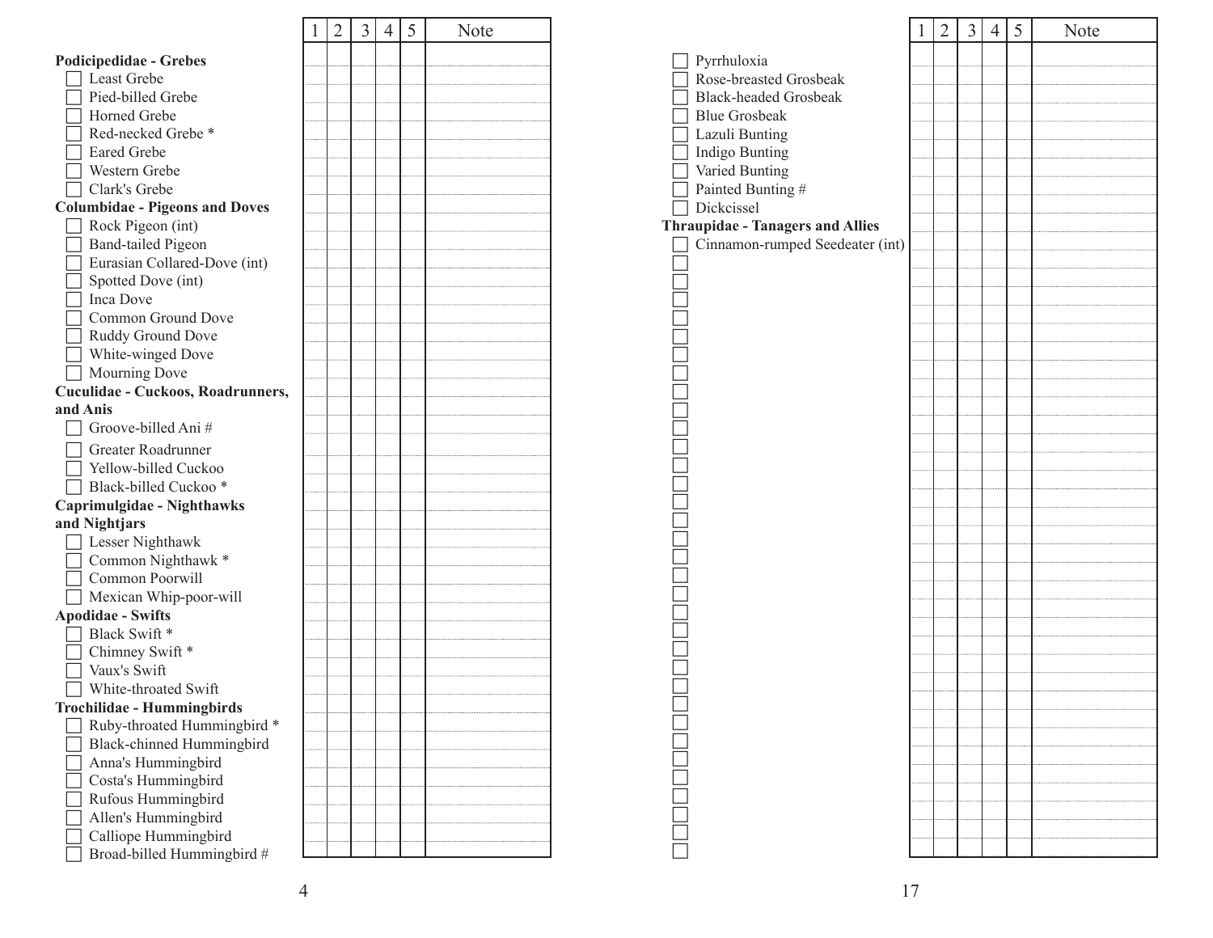| | 1 | 2 | 3 | 4 | 5 | Note |
|---|---|---|---|---|---|---|
| **Podicipedidae - Grebes** | | | | | | |
| ☐ Least Grebe | | | | | | |
| ☐ Pied-billed Grebe | | | | | | |
| ☐ Horned Grebe | | | | | | |
| ☐ Red-necked Grebe * | | | | | | |
| ☐ Eared Grebe | | | | | | |
| ☐ Western Grebe | | | | | | |
| ☐ Clark's Grebe | | | | | | |
| **Columbidae - Pigeons and Doves** | | | | | | |
| ☐ Rock Pigeon (int) | | | | | | |
| ☐ Band-tailed Pigeon | | | | | | |
| ☐ Eurasian Collared-Dove (int) | | | | | | |
| ☐ Spotted Dove (int) | | | | | | |
| ☐ Inca Dove | | | | | | |
| ☐ Common Ground Dove | | | | | | |
| ☐ Ruddy Ground Dove | | | | | | |
| ☐ White-winged Dove | | | | | | |
| ☐ Mourning Dove | | | | | | |
| **Cuculidae - Cuckoos, Roadrunners, and Anis** | | | | | | |
| ☐ Groove-billed Ani # | | | | | | |
| ☐ Greater Roadrunner | | | | | | |
| ☐ Yellow-billed Cuckoo | | | | | | |
| ☐ Black-billed Cuckoo * | | | | | | |
| **Caprimulgidae - Nighthawks and Nightjars** | | | | | | |
| ☐ Lesser Nighthawk | | | | | | |
| ☐ Common Nighthawk * | | | | | | |
| ☐ Common Poorwill | | | | | | |
| ☐ Mexican Whip-poor-will | | | | | | |
| **Apodidae - Swifts** | | | | | | |
| ☐ Black Swift * | | | | | | |
| ☐ Chimney Swift * | | | | | | |
| ☐ Vaux's Swift | | | | | | |
| ☐ White-throated Swift | | | | | | |
| **Trochilidae - Hummingbirds** | | | | | | |
| ☐ Ruby-throated Hummingbird * | | | | | | |
| ☐ Black-chinned Hummingbird | | | | | | |
| ☐ Anna's Hummingbird | | | | | | |
| ☐ Costa's Hummingbird | | | | | | |
| ☐ Rufous Hummingbird | | | | | | |
| ☐ Allen's Hummingbird | | | | | | |
| ☐ Calliope Hummingbird | | | | | | |
| ☐ Broad-billed Hummingbird # | | | | | | |

| | 1 | 2 | 3 | 4 | 5 | Note |
|---|---|---|---|---|---|---|
| ☐ Pyrrhuloxia | | | | | | |
| ☐ Rose-breasted Grosbeak | | | | | | |
| ☐ Black-headed Grosbeak | | | | | | |
| ☐ Blue Grosbeak | | | | | | |
| ☐ Lazuli Bunting | | | | | | |
| ☐ Indigo Bunting | | | | | | |
| ☐ Varied Bunting | | | | | | |
| ☐ Painted Bunting # | | | | | | |
| ☐ Dickcissel | | | | | | |
| **Thraupidae - Tanagers and Allies** | | | | | | |
| ☐ Cinnamon-rumped Seedeater (int) | | | | | | |
| ☐ | | | | | | |
| ☐ | | | | | | |
| ☐ | | | | | | |
| ☐ | | | | | | |
| ☐ | | | | | | |
| ☐ | | | | | | |
| ☐ | | | | | | |
| ☐ | | | | | | |
| ☐ | | | | | | |
| ☐ | | | | | | |
| ☐ | | | | | | |
| ☐ | | | | | | |
| ☐ | | | | | | |
| ☐ | | | | | | |
| ☐ | | | | | | |
| ☐ | | | | | | |
| ☐ | | | | | | |
| ☐ | | | | | | |
| ☐ | | | | | | |
| ☐ | | | | | | |
| ☐ | | | | | | |
| ☐ | | | | | | |
| ☐ | | | | | | |
| ☐ | | | | | | |
| ☐ | | | | | | |
| ☐ | | | | | | |
| ☐ | | | | | | |
| ☐ | | | | | | |
| ☐ | | | | | | |
| ☐ | | | | | | |
| ☐ | | | | | | |
| ☐ | | | | | | |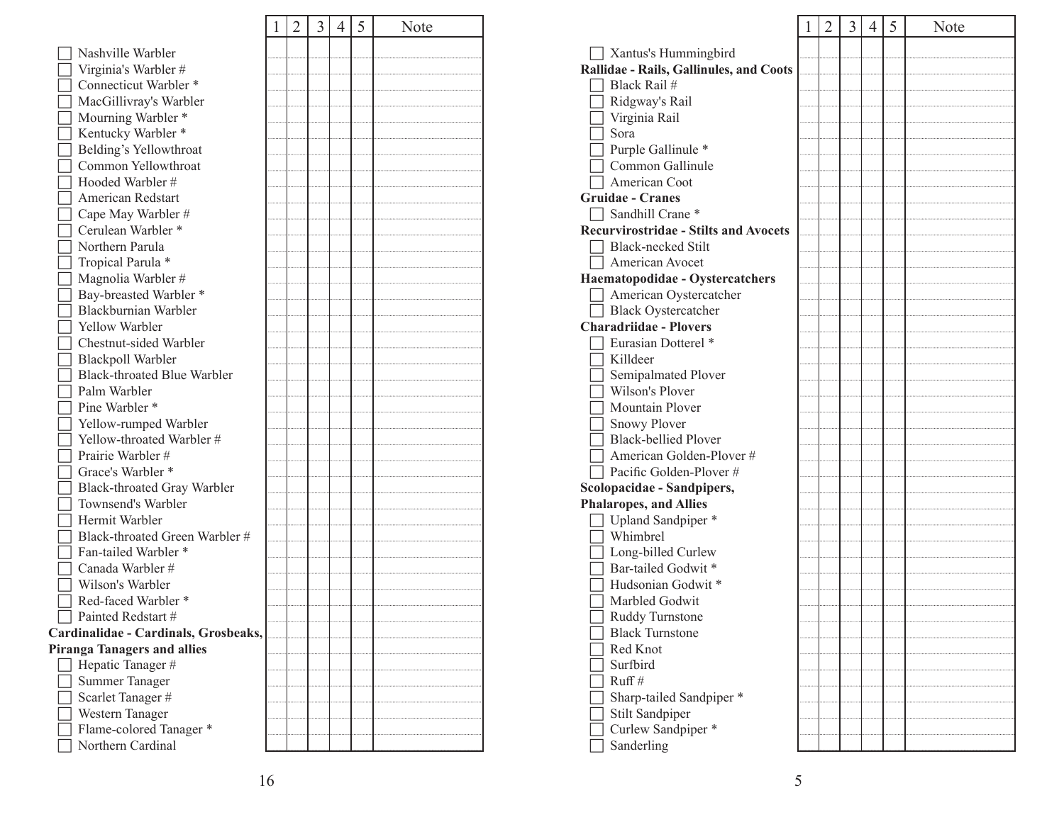| | 1 | 2 | 3 | 4 | 5 | Note |
|---|---|---|---|---|---|---|
| ☐ Nashville Warbler | | | | | | |
| ☐ Virginia's Warbler # | | | | | | |
| ☐ Connecticut Warbler * | | | | | | |
| ☐ MacGillivray's Warbler | | | | | | |
| ☐ Mourning Warbler * | | | | | | |
| ☐ Kentucky Warbler * | | | | | | |
| ☐ Belding's Yellowthroat | | | | | | |
| ☐ Common Yellowthroat | | | | | | |
| ☐ Hooded Warbler # | | | | | | |
| ☐ American Redstart | | | | | | |
| ☐ Cape May Warbler # | | | | | | |
| ☐ Cerulean Warbler * | | | | | | |
| ☐ Northern Parula | | | | | | |
| ☐ Tropical Parula * | | | | | | |
| ☐ Magnolia Warbler # | | | | | | |
| ☐ Bay-breasted Warbler * | | | | | | |
| ☐ Blackburnian Warbler | | | | | | |
| ☐ Yellow Warbler | | | | | | |
| ☐ Chestnut-sided Warbler | | | | | | |
| ☐ Blackpoll Warbler | | | | | | |
| ☐ Black-throated Blue Warbler | | | | | | |
| ☐ Palm Warbler | | | | | | |
| ☐ Pine Warbler * | | | | | | |
| ☐ Yellow-rumped Warbler | | | | | | |
| ☐ Yellow-throated Warbler # | | | | | | |
| ☐ Prairie Warbler # | | | | | | |
| ☐ Grace's Warbler * | | | | | | |
| ☐ Black-throated Gray Warbler | | | | | | |
| ☐ Townsend's Warbler | | | | | | |
| ☐ Hermit Warbler | | | | | | |
| ☐ Black-throated Green Warbler # | | | | | | |
| ☐ Fan-tailed Warbler * | | | | | | |
| ☐ Canada Warbler # | | | | | | |
| ☐ Wilson's Warbler | | | | | | |
| ☐ Red-faced Warbler * | | | | | | |
| ☐ Painted Redstart # | | | | | | |
| **Cardinalidae - Cardinals, Grosbeaks, Piranga Tanagers and allies** | | | | | | |
| ☐ Hepatic Tanager # | | | | | | |
| ☐ Summer Tanager | | | | | | |
| ☐ Scarlet Tanager # | | | | | | |
| ☐ Western Tanager | | | | | | |
| ☐ Flame-colored Tanager * | | | | | | |
| ☐ Northern Cardinal | | | | | | |

| | 1 | 2 | 3 | 4 | 5 | Note |
|---|---|---|---|---|---|---|
| ☐ Xantus's Hummingbird | | | | | | |
| **Rallidae - Rails, Gallinules, and Coots** | | | | | | |
| ☐ Black Rail # | | | | | | |
| ☐ Ridgway's Rail | | | | | | |
| ☐ Virginia Rail | | | | | | |
| ☐ Sora | | | | | | |
| ☐ Purple Gallinule * | | | | | | |
| ☐ Common Gallinule | | | | | | |
| ☐ American Coot | | | | | | |
| **Gruidae - Cranes** | | | | | | |
| ☐ Sandhill Crane * | | | | | | |
| **Recurvirostridae - Stilts and Avocets** | | | | | | |
| ☐ Black-necked Stilt | | | | | | |
| ☐ American Avocet | | | | | | |
| **Haematopodidae - Oystercatchers** | | | | | | |
| ☐ American Oystercatcher | | | | | | |
| ☐ Black Oystercatcher | | | | | | |
| **Charadriidae - Plovers** | | | | | | |
| ☐ Eurasian Dotterel * | | | | | | |
| ☐ Killdeer | | | | | | |
| ☐ Semipalmated Plover | | | | | | |
| ☐ Wilson's Plover | | | | | | |
| ☐ Mountain Plover | | | | | | |
| ☐ Snowy Plover | | | | | | |
| ☐ Black-bellied Plover | | | | | | |
| ☐ American Golden-Plover # | | | | | | |
| ☐ Pacific Golden-Plover # | | | | | | |
| **Scolopacidae - Sandpipers, Phalaropes, and Allies** | | | | | | |
| ☐ Upland Sandpiper * | | | | | | |
| ☐ Whimbrel | | | | | | |
| ☐ Long-billed Curlew | | | | | | |
| ☐ Bar-tailed Godwit * | | | | | | |
| ☐ Hudsonian Godwit * | | | | | | |
| ☐ Marbled Godwit | | | | | | |
| ☐ Ruddy Turnstone | | | | | | |
| ☐ Black Turnstone | | | | | | |
| ☐ Red Knot | | | | | | |
| ☐ Surfbird | | | | | | |
| ☐ Ruff # | | | | | | |
| ☐ Sharp-tailed Sandpiper * | | | | | | |
| ☐ Stilt Sandpiper | | | | | | |
| ☐ Curlew Sandpiper * | | | | | | |
| ☐ Sanderling | | | | | | |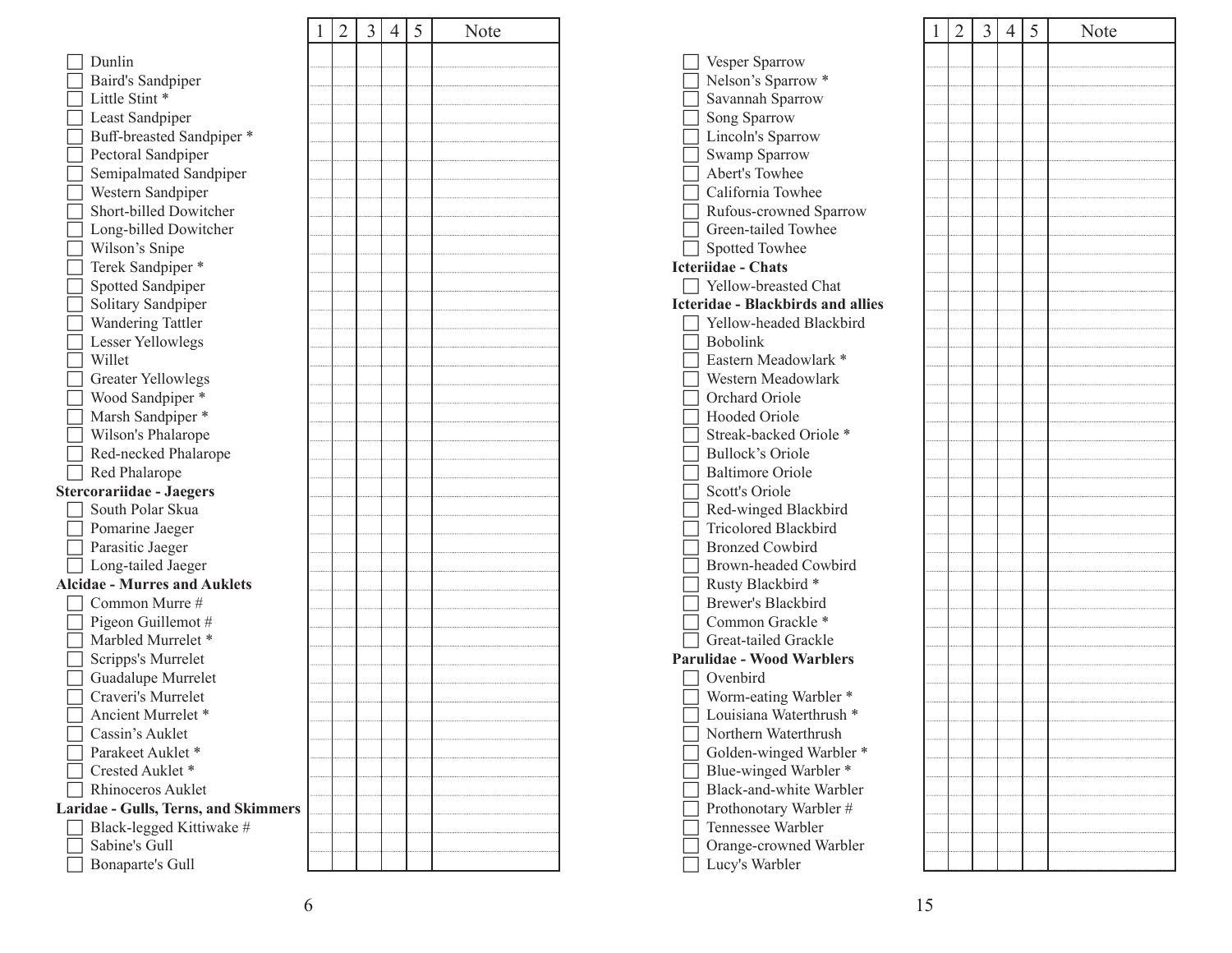| | 1 | 2 | 3 | 4 | 5 | Note |
|---|---|---|---|---|---|---|
| ☐ Dunlin | | | | | | |
| ☐ Baird's Sandpiper | | | | | | |
| ☐ Little Stint * | | | | | | |
| ☐ Least Sandpiper | | | | | | |
| ☐ Buff-breasted Sandpiper * | | | | | | |
| ☐ Pectoral Sandpiper | | | | | | |
| ☐ Semipalmated Sandpiper | | | | | | |
| ☐ Western Sandpiper | | | | | | |
| ☐ Short-billed Dowitcher | | | | | | |
| ☐ Long-billed Dowitcher | | | | | | |
| ☐ Wilson's Snipe | | | | | | |
| ☐ Terek Sandpiper * | | | | | | |
| ☐ Spotted Sandpiper | | | | | | |
| ☐ Solitary Sandpiper | | | | | | |
| ☐ Wandering Tattler | | | | | | |
| ☐ Lesser Yellowlegs | | | | | | |
| ☐ Willet | | | | | | |
| ☐ Greater Yellowlegs | | | | | | |
| ☐ Wood Sandpiper * | | | | | | |
| ☐ Marsh Sandpiper * | | | | | | |
| ☐ Wilson's Phalarope | | | | | | |
| ☐ Red-necked Phalarope | | | | | | |
| ☐ Red Phalarope | | | | | | |
| **Stercorariidae - Jaegers** | | | | | | |
| ☐ South Polar Skua | | | | | | |
| ☐ Pomarine Jaeger | | | | | | |
| ☐ Parasitic Jaeger | | | | | | |
| ☐ Long-tailed Jaeger | | | | | | |
| **Alcidae - Murres and Auklets** | | | | | | |
| ☐ Common Murre # | | | | | | |
| ☐ Pigeon Guillemot # | | | | | | |
| ☐ Marbled Murrelet * | | | | | | |
| ☐ Scripps's Murrelet | | | | | | |
| ☐ Guadalupe Murrelet | | | | | | |
| ☐ Craveri's Murrelet | | | | | | |
| ☐ Ancient Murrelet * | | | | | | |
| ☐ Cassin's Auklet | | | | | | |
| ☐ Parakeet Auklet * | | | | | | |
| ☐ Crested Auklet * | | | | | | |
| ☐ Rhinoceros Auklet | | | | | | |
| **Laridae - Gulls, Terns, and Skimmers** | | | | | | |
| ☐ Black-legged Kittiwake # | | | | | | |
| ☐ Sabine's Gull | | | | | | |
| ☐ Bonaparte's Gull | | | | | | |

| | 1 | 2 | 3 | 4 | 5 | Note |
|---|---|---|---|---|---|---|
| ☐ Vesper Sparrow | | | | | | |
| ☐ Nelson's Sparrow * | | | | | | |
| ☐ Savannah Sparrow | | | | | | |
| ☐ Song Sparrow | | | | | | |
| ☐ Lincoln's Sparrow | | | | | | |
| ☐ Swamp Sparrow | | | | | | |
| ☐ Abert's Towhee | | | | | | |
| ☐ California Towhee | | | | | | |
| ☐ Rufous-crowned Sparrow | | | | | | |
| ☐ Green-tailed Towhee | | | | | | |
| ☐ Spotted Towhee | | | | | | |
| **Icteriidae - Chats** | | | | | | |
| ☐ Yellow-breasted Chat | | | | | | |
| **Icteridae - Blackbirds and allies** | | | | | | |
| ☐ Yellow-headed Blackbird | | | | | | |
| ☐ Bobolink | | | | | | |
| ☐ Eastern Meadowlark * | | | | | | |
| ☐ Western Meadowlark | | | | | | |
| ☐ Orchard Oriole | | | | | | |
| ☐ Hooded Oriole | | | | | | |
| ☐ Streak-backed Oriole * | | | | | | |
| ☐ Bullock's Oriole | | | | | | |
| ☐ Baltimore Oriole | | | | | | |
| ☐ Scott's Oriole | | | | | | |
| ☐ Red-winged Blackbird | | | | | | |
| ☐ Tricolored Blackbird | | | | | | |
| ☐ Bronzed Cowbird | | | | | | |
| ☐ Brown-headed Cowbird | | | | | | |
| ☐ Rusty Blackbird * | | | | | | |
| ☐ Brewer's Blackbird | | | | | | |
| ☐ Common Grackle * | | | | | | |
| ☐ Great-tailed Grackle | | | | | | |
| **Parulidae - Wood Warblers** | | | | | | |
| ☐ Ovenbird | | | | | | |
| ☐ Worm-eating Warbler * | | | | | | |
| ☐ Louisiana Waterthrush * | | | | | | |
| ☐ Northern Waterthrush | | | | | | |
| ☐ Golden-winged Warbler * | | | | | | |
| ☐ Blue-winged Warbler * | | | | | | |
| ☐ Black-and-white Warbler | | | | | | |
| ☐ Prothonotary Warbler # | | | | | | |
| ☐ Tennessee Warbler | | | | | | |
| ☐ Orange-crowned Warbler | | | | | | |
| ☐ Lucy's Warbler | | | | | | |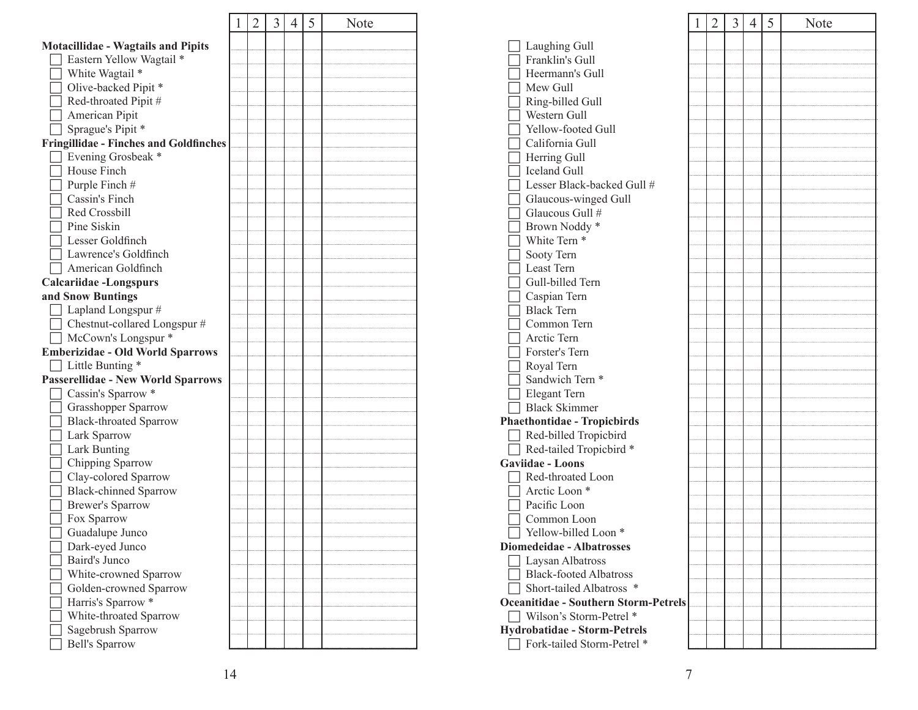| | 1 | 2 | 3 | 4 | 5 | Note |
|---|---|---|---|---|---|---|
| **Motacillidae - Wagtails and Pipits** | | | | | | |
| ☐ Eastern Yellow Wagtail * | | | | | | |
| ☐ White Wagtail * | | | | | | |
| ☐ Olive-backed Pipit * | | | | | | |
| ☐ Red-throated Pipit # | | | | | | |
| ☐ American Pipit | | | | | | |
| ☐ Sprague's Pipit * | | | | | | |
| **Fringillidae - Finches and Goldfinches** | | | | | | |
| ☐ Evening Grosbeak * | | | | | | |
| ☐ House Finch | | | | | | |
| ☐ Purple Finch # | | | | | | |
| ☐ Cassin's Finch | | | | | | |
| ☐ Red Crossbill | | | | | | |
| ☐ Pine Siskin | | | | | | |
| ☐ Lesser Goldfinch | | | | | | |
| ☐ Lawrence's Goldfinch | | | | | | |
| ☐ American Goldfinch | | | | | | |
| **Calcariidae -Longspurs and Snow Buntings** | | | | | | |
| ☐ Lapland Longspur # | | | | | | |
| ☐ Chestnut-collared Longspur # | | | | | | |
| ☐ McCown's Longspur * | | | | | | |
| **Emberizidae - Old World Sparrows** | | | | | | |
| ☐ Little Bunting * | | | | | | |
| **Passerellidae - New World Sparrows** | | | | | | |
| ☐ Cassin's Sparrow * | | | | | | |
| ☐ Grasshopper Sparrow | | | | | | |
| ☐ Black-throated Sparrow | | | | | | |
| ☐ Lark Sparrow | | | | | | |
| ☐ Lark Bunting | | | | | | |
| ☐ Chipping Sparrow | | | | | | |
| ☐ Clay-colored Sparrow | | | | | | |
| ☐ Black-chinned Sparrow | | | | | | |
| ☐ Brewer's Sparrow | | | | | | |
| ☐ Fox Sparrow | | | | | | |
| ☐ Guadalupe Junco | | | | | | |
| ☐ Dark-eyed Junco | | | | | | |
| ☐ Baird's Junco | | | | | | |
| ☐ White-crowned Sparrow | | | | | | |
| ☐ Golden-crowned Sparrow | | | | | | |
| ☐ Harris's Sparrow * | | | | | | |
| ☐ White-throated Sparrow | | | | | | |
| ☐ Sagebrush Sparrow | | | | | | |
| ☐ Bell's Sparrow | | | | | | |

| | 1 | 2 | 3 | 4 | 5 | Note |
|---|---|---|---|---|---|---|
| ☐ Laughing Gull | | | | | | |
| ☐ Franklin's Gull | | | | | | |
| ☐ Heermann's Gull | | | | | | |
| ☐ Mew Gull | | | | | | |
| ☐ Ring-billed Gull | | | | | | |
| ☐ Western Gull | | | | | | |
| ☐ Yellow-footed Gull | | | | | | |
| ☐ California Gull | | | | | | |
| ☐ Herring Gull | | | | | | |
| ☐ Iceland Gull | | | | | | |
| ☐ Lesser Black-backed Gull # | | | | | | |
| ☐ Glaucous-winged Gull | | | | | | |
| ☐ Glaucous Gull # | | | | | | |
| ☐ Brown Noddy * | | | | | | |
| ☐ White Tern * | | | | | | |
| ☐ Sooty Tern | | | | | | |
| ☐ Least Tern | | | | | | |
| ☐ Gull-billed Tern | | | | | | |
| ☐ Caspian Tern | | | | | | |
| ☐ Black Tern | | | | | | |
| ☐ Common Tern | | | | | | |
| ☐ Arctic Tern | | | | | | |
| ☐ Forster's Tern | | | | | | |
| ☐ Royal Tern | | | | | | |
| ☐ Sandwich Tern * | | | | | | |
| ☐ Elegant Tern | | | | | | |
| ☐ Black Skimmer | | | | | | |
| **Phaethontidae - Tropicbirds** | | | | | | |
| ☐ Red-billed Tropicbird | | | | | | |
| ☐ Red-tailed Tropicbird * | | | | | | |
| **Gaviidae - Loons** | | | | | | |
| ☐ Red-throated Loon | | | | | | |
| ☐ Arctic Loon * | | | | | | |
| ☐ Pacific Loon | | | | | | |
| ☐ Common Loon | | | | | | |
| ☐ Yellow-billed Loon * | | | | | | |
| **Diomedeidae - Albatrosses** | | | | | | |
| ☐ Laysan Albatross | | | | | | |
| ☐ Black-footed Albatross | | | | | | |
| ☐ Short-tailed Albatross * | | | | | | |
| **Oceanitidae - Southern Storm-Petrels** | | | | | | |
| ☐ Wilson's Storm-Petrel * | | | | | | |
| **Hydrobatidae - Storm-Petrels** | | | | | | |
| ☐ Fork-tailed Storm-Petrel * | | | | | | |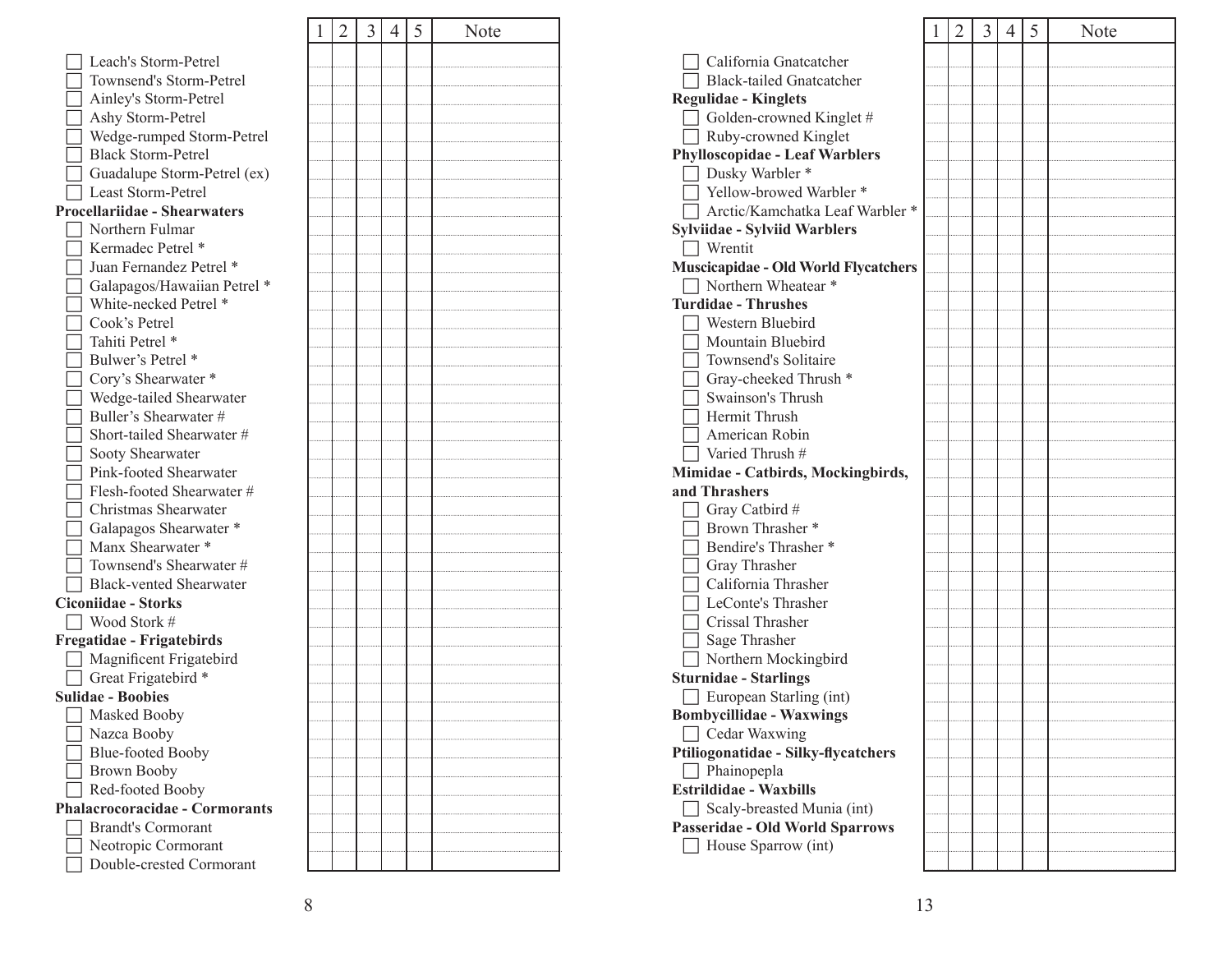| Species | 1 | 2 | 3 | 4 | 5 | Note |
|---|---|---|---|---|---|---|
| ☐ Leach's Storm-Petrel | | | | | | |
| ☐ Townsend's Storm-Petrel | | | | | | |
| ☐ Ainley's Storm-Petrel | | | | | | |
| ☐ Ashy Storm-Petrel | | | | | | |
| ☐ Wedge-rumped Storm-Petrel | | | | | | |
| ☐ Black Storm-Petrel | | | | | | |
| ☐ Guadalupe Storm-Petrel (ex) | | | | | | |
| ☐ Least Storm-Petrel | | | | | | |
| **Procellariidae - Shearwaters** | | | | | | |
| ☐ Northern Fulmar | | | | | | |
| ☐ Kermadec Petrel * | | | | | | |
| ☐ Juan Fernandez Petrel * | | | | | | |
| ☐ Galapagos/Hawaiian Petrel * | | | | | | |
| ☐ White-necked Petrel * | | | | | | |
| ☐ Cook's Petrel | | | | | | |
| ☐ Tahiti Petrel * | | | | | | |
| ☐ Bulwer's Petrel * | | | | | | |
| ☐ Cory's Shearwater * | | | | | | |
| ☐ Wedge-tailed Shearwater | | | | | | |
| ☐ Buller's Shearwater # | | | | | | |
| ☐ Short-tailed Shearwater # | | | | | | |
| ☐ Sooty Shearwater | | | | | | |
| ☐ Pink-footed Shearwater | | | | | | |
| ☐ Flesh-footed Shearwater # | | | | | | |
| ☐ Christmas Shearwater | | | | | | |
| ☐ Galapagos Shearwater * | | | | | | |
| ☐ Manx Shearwater * | | | | | | |
| ☐ Townsend's Shearwater # | | | | | | |
| ☐ Black-vented Shearwater | | | | | | |
| **Ciconiidae - Storks** | | | | | | |
| ☐ Wood Stork # | | | | | | |
| **Fregatidae - Frigatebirds** | | | | | | |
| ☐ Magnificent Frigatebird | | | | | | |
| ☐ Great Frigatebird * | | | | | | |
| **Sulidae - Boobies** | | | | | | |
| ☐ Masked Booby | | | | | | |
| ☐ Nazca Booby | | | | | | |
| ☐ Blue-footed Booby | | | | | | |
| ☐ Brown Booby | | | | | | |
| ☐ Red-footed Booby | | | | | | |
| **Phalacrocoracidae - Cormorants** | | | | | | |
| ☐ Brandt's Cormorant | | | | | | |
| ☐ Neotropic Cormorant | | | | | | |
| ☐ Double-crested Cormorant | | | | | | |

| Species | 1 | 2 | 3 | 4 | 5 | Note |
|---|---|---|---|---|---|---|
| ☐ California Gnatcatcher | | | | | | |
| ☐ Black-tailed Gnatcatcher | | | | | | |
| **Regulidae - Kinglets** | | | | | | |
| ☐ Golden-crowned Kinglet # | | | | | | |
| ☐ Ruby-crowned Kinglet | | | | | | |
| **Phylloscopidae - Leaf Warblers** | | | | | | |
| ☐ Dusky Warbler * | | | | | | |
| ☐ Yellow-browed Warbler * | | | | | | |
| ☐ Arctic/Kamchatka Leaf Warbler * | | | | | | |
| **Sylviidae - Sylviid Warblers** | | | | | | |
| ☐ Wrentit | | | | | | |
| **Muscicapidae - Old World Flycatchers** | | | | | | |
| ☐ Northern Wheatear * | | | | | | |
| **Turdidae - Thrushes** | | | | | | |
| ☐ Western Bluebird | | | | | | |
| ☐ Mountain Bluebird | | | | | | |
| ☐ Townsend's Solitaire | | | | | | |
| ☐ Gray-cheeked Thrush * | | | | | | |
| ☐ Swainson's Thrush | | | | | | |
| ☐ Hermit Thrush | | | | | | |
| ☐ American Robin | | | | | | |
| ☐ Varied Thrush # | | | | | | |
| **Mimidae - Catbirds, Mockingbirds, and Thrashers** | | | | | | |
| ☐ Gray Catbird # | | | | | | |
| ☐ Brown Thrasher * | | | | | | |
| ☐ Bendire's Thrasher * | | | | | | |
| ☐ Gray Thrasher | | | | | | |
| ☐ California Thrasher | | | | | | |
| ☐ LeConte's Thrasher | | | | | | |
| ☐ Crissal Thrasher | | | | | | |
| ☐ Sage Thrasher | | | | | | |
| ☐ Northern Mockingbird | | | | | | |
| **Sturnidae - Starlings** | | | | | | |
| ☐ European Starling (int) | | | | | | |
| **Bombycillidae - Waxwings** | | | | | | |
| ☐ Cedar Waxwing | | | | | | |
| **Ptiliogonatidae - Silky-flycatchers** | | | | | | |
| ☐ Phainopepla | | | | | | |
| **Estrildidae - Waxbills** | | | | | | |
| ☐ Scaly-breasted Munia (int) | | | | | | |
| **Passeridae - Old World Sparrows** | | | | | | |
| ☐ House Sparrow (int) | | | | | | |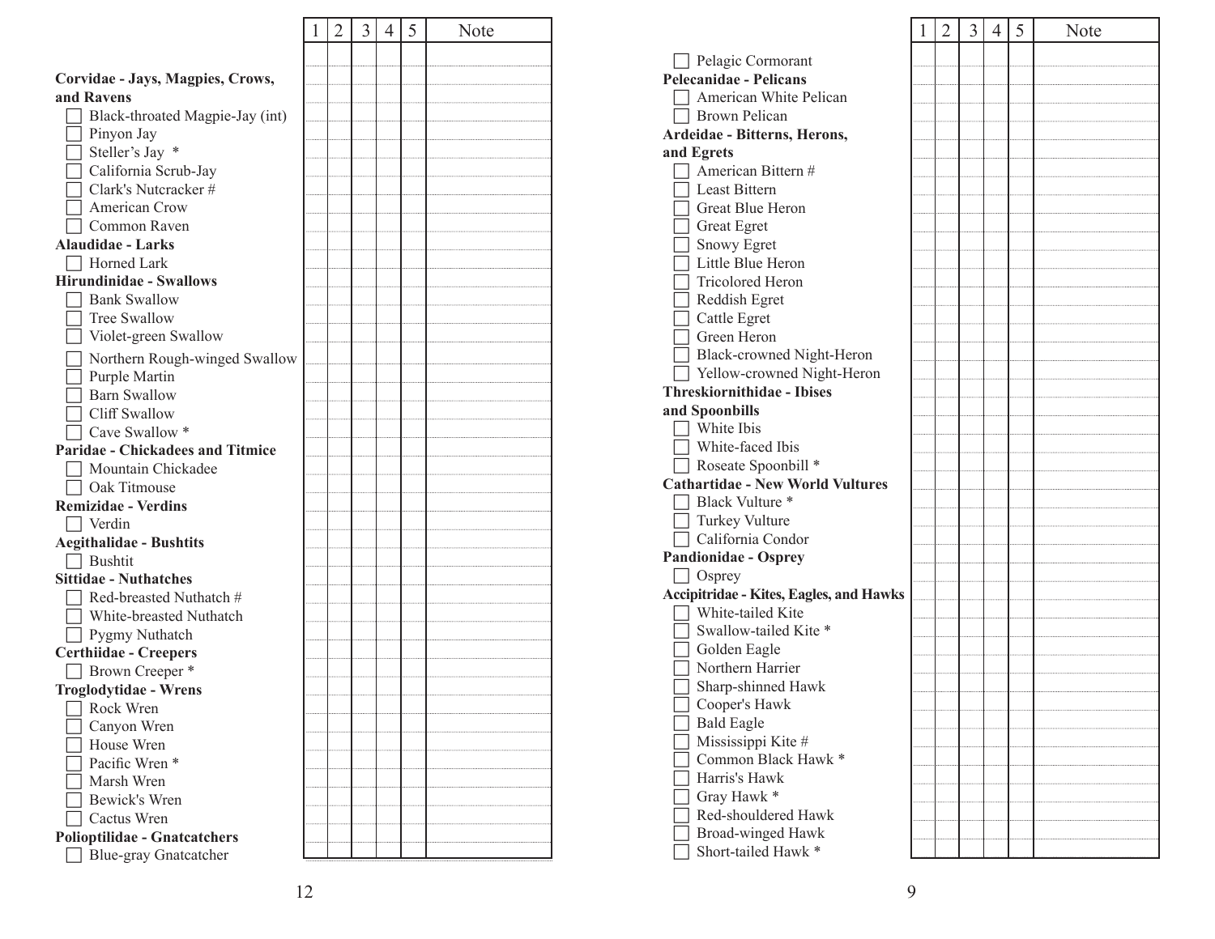| | 1 | 2 | 3 | 4 | 5 | Note |
|---|---|---|---|---|---|---|
| **Corvidae - Jays, Magpies, Crows, and Ravens** | | | | | | |
| ☐ Black-throated Magpie-Jay (int) | | | | | | |
| ☐ Pinyon Jay | | | | | | |
| ☐ Steller's Jay * | | | | | | |
| ☐ California Scrub-Jay | | | | | | |
| ☐ Clark's Nutcracker # | | | | | | |
| ☐ American Crow | | | | | | |
| ☐ Common Raven | | | | | | |
| **Alaudidae - Larks** | | | | | | |
| ☐ Horned Lark | | | | | | |
| **Hirundinidae - Swallows** | | | | | | |
| ☐ Bank Swallow | | | | | | |
| ☐ Tree Swallow | | | | | | |
| ☐ Violet-green Swallow | | | | | | |
| ☐ Northern Rough-winged Swallow | | | | | | |
| ☐ Purple Martin | | | | | | |
| ☐ Barn Swallow | | | | | | |
| ☐ Cliff Swallow | | | | | | |
| ☐ Cave Swallow * | | | | | | |
| **Paridae - Chickadees and Titmice** | | | | | | |
| ☐ Mountain Chickadee | | | | | | |
| ☐ Oak Titmouse | | | | | | |
| **Remizidae - Verdins** | | | | | | |
| ☐ Verdin | | | | | | |
| **Aegithalidae - Bushtits** | | | | | | |
| ☐ Bushtit | | | | | | |
| **Sittidae - Nuthatches** | | | | | | |
| ☐ Red-breasted Nuthatch # | | | | | | |
| ☐ White-breasted Nuthatch | | | | | | |
| ☐ Pygmy Nuthatch | | | | | | |
| **Certhiidae - Creepers** | | | | | | |
| ☐ Brown Creeper * | | | | | | |
| **Troglodytidae - Wrens** | | | | | | |
| ☐ Rock Wren | | | | | | |
| ☐ Canyon Wren | | | | | | |
| ☐ House Wren | | | | | | |
| ☐ Pacific Wren * | | | | | | |
| ☐ Marsh Wren | | | | | | |
| ☐ Bewick's Wren | | | | | | |
| ☐ Cactus Wren | | | | | | |
| **Polioptilidae - Gnatcatchers** | | | | | | |
| ☐ Blue-gray Gnatcatcher | | | | | | |

| | 1 | 2 | 3 | 4 | 5 | Note |
|---|---|---|---|---|---|---|
| ☐ Pelagic Cormorant | | | | | | |
| **Pelecanidae - Pelicans** | | | | | | |
| ☐ American White Pelican | | | | | | |
| ☐ Brown Pelican | | | | | | |
| **Ardeidae - Bitterns, Herons, and Egrets** | | | | | | |
| ☐ American Bittern # | | | | | | |
| ☐ Least Bittern | | | | | | |
| ☐ Great Blue Heron | | | | | | |
| ☐ Great Egret | | | | | | |
| ☐ Snowy Egret | | | | | | |
| ☐ Little Blue Heron | | | | | | |
| ☐ Tricolored Heron | | | | | | |
| ☐ Reddish Egret | | | | | | |
| ☐ Cattle Egret | | | | | | |
| ☐ Green Heron | | | | | | |
| ☐ Black-crowned Night-Heron | | | | | | |
| ☐ Yellow-crowned Night-Heron | | | | | | |
| **Threskiornithidae - Ibises and Spoonbills** | | | | | | |
| ☐ White Ibis | | | | | | |
| ☐ White-faced Ibis | | | | | | |
| ☐ Roseate Spoonbill * | | | | | | |
| **Cathartidae - New World Vultures** | | | | | | |
| ☐ Black Vulture * | | | | | | |
| ☐ Turkey Vulture | | | | | | |
| ☐ California Condor | | | | | | |
| **Pandionidae - Osprey** | | | | | | |
| ☐ Osprey | | | | | | |
| **Accipitridae - Kites, Eagles, and Hawks** | | | | | | |
| ☐ White-tailed Kite | | | | | | |
| ☐ Swallow-tailed Kite * | | | | | | |
| ☐ Golden Eagle | | | | | | |
| ☐ Northern Harrier | | | | | | |
| ☐ Sharp-shinned Hawk | | | | | | |
| ☐ Cooper's Hawk | | | | | | |
| ☐ Bald Eagle | | | | | | |
| ☐ Mississippi Kite # | | | | | | |
| ☐ Common Black Hawk * | | | | | | |
| ☐ Harris's Hawk | | | | | | |
| ☐ Gray Hawk * | | | | | | |
| ☐ Red-shouldered Hawk | | | | | | |
| ☐ Broad-winged Hawk | | | | | | |
| ☐ Short-tailed Hawk * | | | | | | |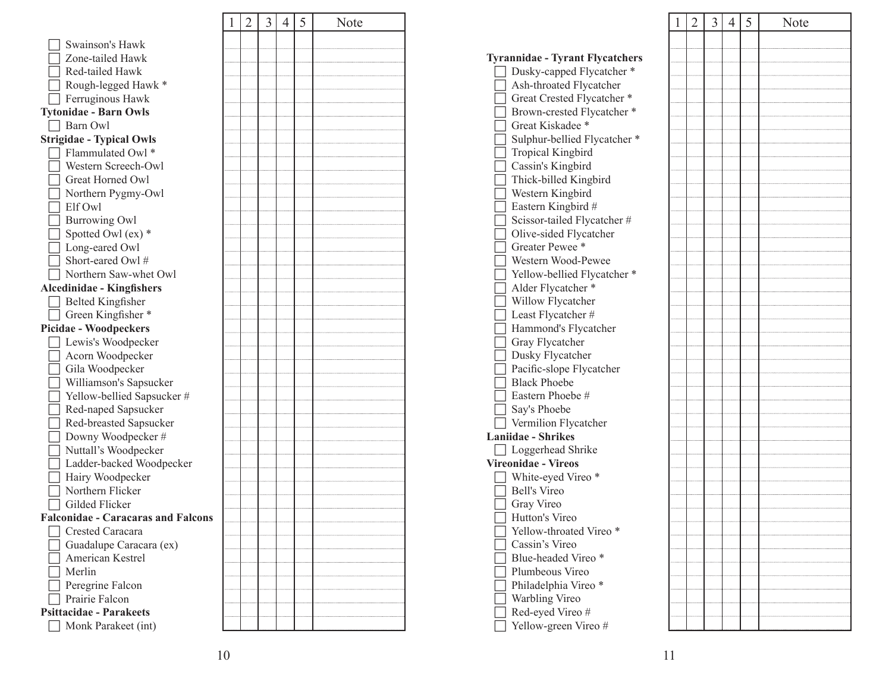| | 1 | 2 | 3 | 4 | 5 | Note |
|---|---|---|---|---|---|---|
| ☐ Swainson's Hawk | | | | | | |
| ☐ Zone-tailed Hawk | | | | | | |
| ☐ Red-tailed Hawk | | | | | | |
| ☐ Rough-legged Hawk * | | | | | | |
| ☐ Ferruginous Hawk | | | | | | |
| **Tytonidae - Barn Owls** | | | | | | |
| ☐ Barn Owl | | | | | | |
| **Strigidae - Typical Owls** | | | | | | |
| ☐ Flammulated Owl * | | | | | | |
| ☐ Western Screech-Owl | | | | | | |
| ☐ Great Horned Owl | | | | | | |
| ☐ Northern Pygmy-Owl | | | | | | |
| ☐ Elf Owl | | | | | | |
| ☐ Burrowing Owl | | | | | | |
| ☐ Spotted Owl (ex) * | | | | | | |
| ☐ Long-eared Owl | | | | | | |
| ☐ Short-eared Owl # | | | | | | |
| ☐ Northern Saw-whet Owl | | | | | | |
| **Alcedinidae - Kingfishers** | | | | | | |
| ☐ Belted Kingfisher | | | | | | |
| ☐ Green Kingfisher * | | | | | | |
| **Picidae - Woodpeckers** | | | | | | |
| ☐ Lewis's Woodpecker | | | | | | |
| ☐ Acorn Woodpecker | | | | | | |
| ☐ Gila Woodpecker | | | | | | |
| ☐ Williamson's Sapsucker | | | | | | |
| ☐ Yellow-bellied Sapsucker # | | | | | | |
| ☐ Red-naped Sapsucker | | | | | | |
| ☐ Red-breasted Sapsucker | | | | | | |
| ☐ Downy Woodpecker # | | | | | | |
| ☐ Nuttall's Woodpecker | | | | | | |
| ☐ Ladder-backed Woodpecker | | | | | | |
| ☐ Hairy Woodpecker | | | | | | |
| ☐ Northern Flicker | | | | | | |
| ☐ Gilded Flicker | | | | | | |
| **Falconidae - Caracaras and Falcons** | | | | | | |
| ☐ Crested Caracara | | | | | | |
| ☐ Guadalupe Caracara (ex) | | | | | | |
| ☐ American Kestrel | | | | | | |
| ☐ Merlin | | | | | | |
| ☐ Peregrine Falcon | | | | | | |
| ☐ Prairie Falcon | | | | | | |
| **Psittacidae - Parakeets** | | | | | | |
| ☐ Monk Parakeet (int) | | | | | | |

| | 1 | 2 | 3 | 4 | 5 | Note |
|---|---|---|---|---|---|---|
| **Tyrannidae - Tyrant Flycatchers** | | | | | | |
| ☐ Dusky-capped Flycatcher * | | | | | | |
| ☐ Ash-throated Flycatcher | | | | | | |
| ☐ Great Crested Flycatcher * | | | | | | |
| ☐ Brown-crested Flycatcher * | | | | | | |
| ☐ Great Kiskadee * | | | | | | |
| ☐ Sulphur-bellied Flycatcher * | | | | | | |
| ☐ Tropical Kingbird | | | | | | |
| ☐ Cassin's Kingbird | | | | | | |
| ☐ Thick-billed Kingbird | | | | | | |
| ☐ Western Kingbird | | | | | | |
| ☐ Eastern Kingbird # | | | | | | |
| ☐ Scissor-tailed Flycatcher # | | | | | | |
| ☐ Olive-sided Flycatcher | | | | | | |
| ☐ Greater Pewee * | | | | | | |
| ☐ Western Wood-Pewee | | | | | | |
| ☐ Yellow-bellied Flycatcher * | | | | | | |
| ☐ Alder Flycatcher * | | | | | | |
| ☐ Willow Flycatcher | | | | | | |
| ☐ Least Flycatcher # | | | | | | |
| ☐ Hammond's Flycatcher | | | | | | |
| ☐ Gray Flycatcher | | | | | | |
| ☐ Dusky Flycatcher | | | | | | |
| ☐ Pacific-slope Flycatcher | | | | | | |
| ☐ Black Phoebe | | | | | | |
| ☐ Eastern Phoebe # | | | | | | |
| ☐ Say's Phoebe | | | | | | |
| ☐ Vermilion Flycatcher | | | | | | |
| **Laniidae - Shrikes** | | | | | | |
| ☐ Loggerhead Shrike | | | | | | |
| **Vireonidae - Vireos** | | | | | | |
| ☐ White-eyed Vireo * | | | | | | |
| ☐ Bell's Vireo | | | | | | |
| ☐ Gray Vireo | | | | | | |
| ☐ Hutton's Vireo | | | | | | |
| ☐ Yellow-throated Vireo * | | | | | | |
| ☐ Cassin's Vireo | | | | | | |
| ☐ Blue-headed Vireo * | | | | | | |
| ☐ Plumbeous Vireo | | | | | | |
| ☐ Philadelphia Vireo * | | | | | | |
| ☐ Warbling Vireo | | | | | | |
| ☐ Red-eyed Vireo # | | | | | | |
| ☐ Yellow-green Vireo # | | | | | | |